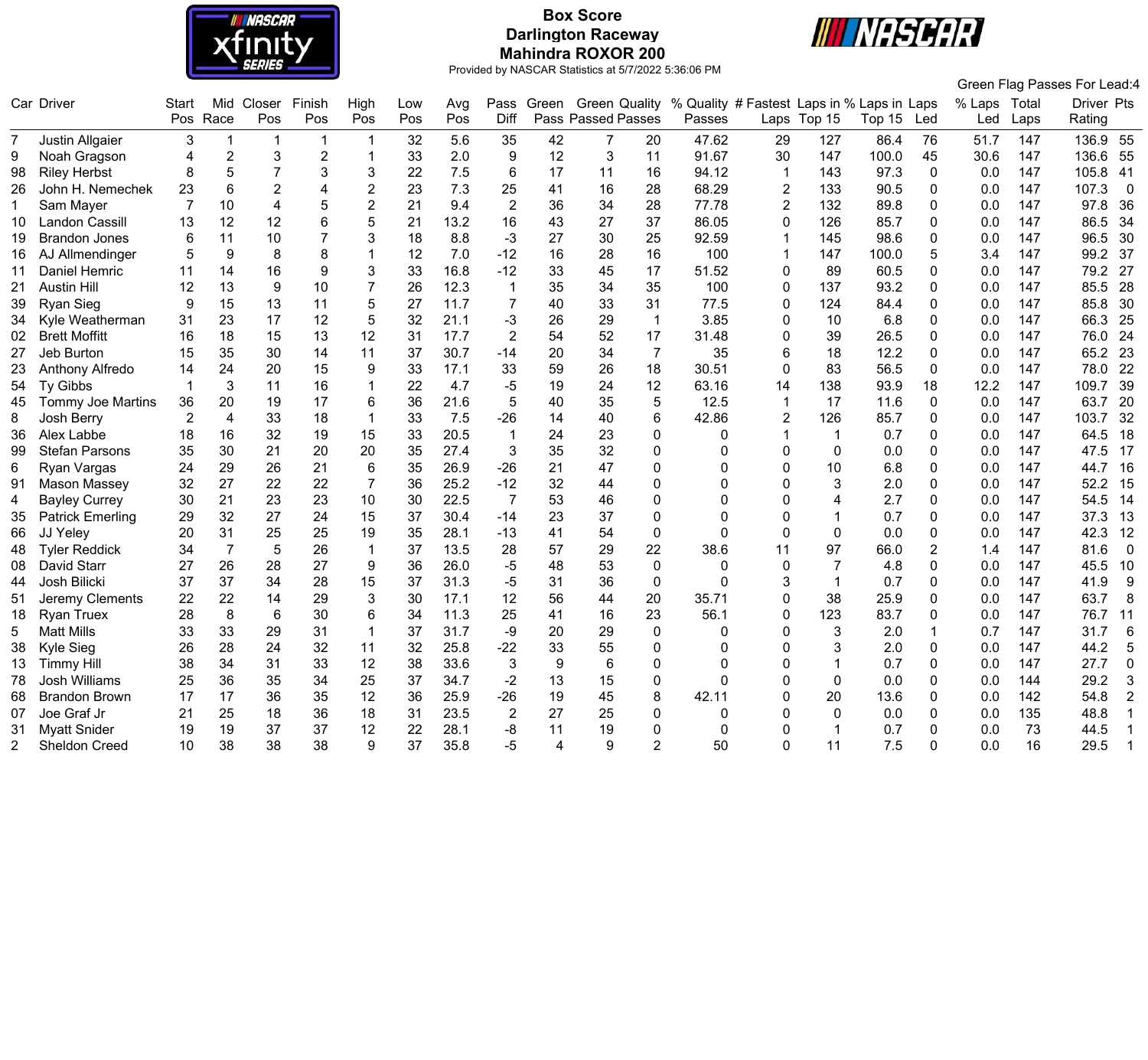# Box Score
## Darlington Raceway
## Mahindra ROXOR 200

Provided by NASCAR Statistics at 5/7/2022 5:36:06 PM

Green Flag Passes For Lead:4

| Car | Driver | Start Pos | Mid Race | Closer Pos | Finish Pos | High Pos | Low Pos | Avg Pos | Pass Diff | Green Pass | Green Passed | Quality Passes | % Quality Passes | # Fastest Laps | Laps in Top 15 | % Laps in Top 15 | Laps Led | % Laps Led | Total Laps | Driver Rating | Pts |
|---|---|---|---|---|---|---|---|---|---|---|---|---|---|---|---|---|---|---|---|---|---|
| 7 | Justin Allgaier | 3 | 1 | 1 | 1 | 1 | 32 | 5.6 | 35 | 42 | 7 | 20 | 47.62 | 29 | 127 | 86.4 | 76 | 51.7 | 147 | 136.9 | 55 |
| 9 | Noah Gragson | 4 | 2 | 3 | 2 | 1 | 33 | 2.0 | 9 | 12 | 3 | 11 | 91.67 | 30 | 147 | 100.0 | 45 | 30.6 | 147 | 136.6 | 55 |
| 98 | Riley Herbst | 8 | 5 | 7 | 3 | 3 | 22 | 7.5 | 6 | 17 | 11 | 16 | 94.12 | 1 | 143 | 97.3 | 0 | 0.0 | 147 | 105.8 | 41 |
| 26 | John H. Nemechek | 23 | 6 | 2 | 4 | 2 | 23 | 7.3 | 25 | 41 | 16 | 28 | 68.29 | 2 | 133 | 90.5 | 0 | 0.0 | 147 | 107.3 | 0 |
| 1 | Sam Mayer | 7 | 10 | 4 | 5 | 2 | 21 | 9.4 | 2 | 36 | 34 | 28 | 77.78 | 2 | 132 | 89.8 | 0 | 0.0 | 147 | 97.8 | 36 |
| 10 | Landon Cassill | 13 | 12 | 12 | 6 | 5 | 21 | 13.2 | 16 | 43 | 27 | 37 | 86.05 | 0 | 126 | 85.7 | 0 | 0.0 | 147 | 86.5 | 34 |
| 19 | Brandon Jones | 6 | 11 | 10 | 7 | 3 | 18 | 8.8 | -3 | 27 | 30 | 25 | 92.59 | 1 | 145 | 98.6 | 0 | 0.0 | 147 | 96.5 | 30 |
| 16 | AJ Allmendinger | 5 | 9 | 8 | 8 | 1 | 12 | 7.0 | -12 | 16 | 28 | 16 | 100 | 1 | 147 | 100.0 | 5 | 3.4 | 147 | 99.2 | 37 |
| 11 | Daniel Hemric | 11 | 14 | 16 | 9 | 3 | 33 | 16.8 | -12 | 33 | 45 | 17 | 51.52 | 0 | 89 | 60.5 | 0 | 0.0 | 147 | 79.2 | 27 |
| 21 | Austin Hill | 12 | 13 | 9 | 10 | 7 | 26 | 12.3 | 1 | 35 | 34 | 35 | 100 | 0 | 137 | 93.2 | 0 | 0.0 | 147 | 85.5 | 28 |
| 39 | Ryan Sieg | 9 | 15 | 13 | 11 | 5 | 27 | 11.7 | 7 | 40 | 33 | 31 | 77.5 | 0 | 124 | 84.4 | 0 | 0.0 | 147 | 85.8 | 30 |
| 34 | Kyle Weatherman | 31 | 23 | 17 | 12 | 5 | 32 | 21.1 | -3 | 26 | 29 | 1 | 3.85 | 0 | 10 | 6.8 | 0 | 0.0 | 147 | 66.3 | 25 |
| 02 | Brett Moffitt | 16 | 18 | 15 | 13 | 12 | 31 | 17.7 | 2 | 54 | 52 | 17 | 31.48 | 0 | 39 | 26.5 | 0 | 0.0 | 147 | 76.0 | 24 |
| 27 | Jeb Burton | 15 | 35 | 30 | 14 | 11 | 37 | 30.7 | -14 | 20 | 34 | 7 | 35 | 6 | 18 | 12.2 | 0 | 0.0 | 147 | 65.2 | 23 |
| 23 | Anthony Alfredo | 14 | 24 | 20 | 15 | 9 | 33 | 17.1 | 33 | 59 | 26 | 18 | 30.51 | 0 | 83 | 56.5 | 0 | 0.0 | 147 | 78.0 | 22 |
| 54 | Ty Gibbs | 1 | 3 | 11 | 16 | 1 | 22 | 4.7 | -5 | 19 | 24 | 12 | 63.16 | 14 | 138 | 93.9 | 18 | 12.2 | 147 | 109.7 | 39 |
| 45 | Tommy Joe Martins | 36 | 20 | 19 | 17 | 6 | 36 | 21.6 | 5 | 40 | 35 | 5 | 12.5 | 1 | 17 | 11.6 | 0 | 0.0 | 147 | 63.7 | 20 |
| 8 | Josh Berry | 2 | 4 | 33 | 18 | 1 | 33 | 7.5 | -26 | 14 | 40 | 6 | 42.86 | 2 | 126 | 85.7 | 0 | 0.0 | 147 | 103.7 | 32 |
| 36 | Alex Labbe | 18 | 16 | 32 | 19 | 15 | 33 | 20.5 | 1 | 24 | 23 | 0 | 0 | 1 | 1 | 0.7 | 0 | 0.0 | 147 | 64.5 | 18 |
| 99 | Stefan Parsons | 35 | 30 | 21 | 20 | 20 | 35 | 27.4 | 3 | 35 | 32 | 0 | 0 | 0 | 0 | 0.0 | 0 | 0.0 | 147 | 47.5 | 17 |
| 6 | Ryan Vargas | 24 | 29 | 26 | 21 | 6 | 35 | 26.9 | -26 | 21 | 47 | 0 | 0 | 0 | 10 | 6.8 | 0 | 0.0 | 147 | 44.7 | 16 |
| 91 | Mason Massey | 32 | 27 | 22 | 22 | 7 | 36 | 25.2 | -12 | 32 | 44 | 0 | 0 | 0 | 3 | 2.0 | 0 | 0.0 | 147 | 52.2 | 15 |
| 4 | Bayley Currey | 30 | 21 | 23 | 23 | 10 | 30 | 22.5 | 7 | 53 | 46 | 0 | 0 | 0 | 4 | 2.7 | 0 | 0.0 | 147 | 54.5 | 14 |
| 35 | Patrick Emerling | 29 | 32 | 27 | 24 | 15 | 37 | 30.4 | -14 | 23 | 37 | 0 | 0 | 0 | 1 | 0.7 | 0 | 0.0 | 147 | 37.3 | 13 |
| 66 | JJ Yeley | 20 | 31 | 25 | 25 | 19 | 35 | 28.1 | -13 | 41 | 54 | 0 | 0 | 0 | 0 | 0.0 | 0 | 0.0 | 147 | 42.3 | 12 |
| 48 | Tyler Reddick | 34 | 7 | 5 | 26 | 1 | 37 | 13.5 | 28 | 57 | 29 | 22 | 38.6 | 11 | 97 | 66.0 | 2 | 1.4 | 147 | 81.6 | 0 |
| 08 | David Starr | 27 | 26 | 28 | 27 | 9 | 36 | 26.0 | -5 | 48 | 53 | 0 | 0 | 0 | 7 | 4.8 | 0 | 0.0 | 147 | 45.5 | 10 |
| 44 | Josh Bilicki | 37 | 37 | 34 | 28 | 15 | 37 | 31.3 | -5 | 31 | 36 | 0 | 0 | 3 | 1 | 0.7 | 0 | 0.0 | 147 | 41.9 | 9 |
| 51 | Jeremy Clements | 22 | 22 | 14 | 29 | 3 | 30 | 17.1 | 12 | 56 | 44 | 20 | 35.71 | 0 | 38 | 25.9 | 0 | 0.0 | 147 | 63.7 | 8 |
| 18 | Ryan Truex | 28 | 8 | 6 | 30 | 6 | 34 | 11.3 | 25 | 41 | 16 | 23 | 56.1 | 0 | 123 | 83.7 | 0 | 0.0 | 147 | 76.7 | 11 |
| 5 | Matt Mills | 33 | 33 | 29 | 31 | 1 | 37 | 31.7 | -9 | 20 | 29 | 0 | 0 | 0 | 3 | 2.0 | 1 | 0.7 | 147 | 31.7 | 6 |
| 38 | Kyle Sieg | 26 | 28 | 24 | 32 | 11 | 32 | 25.8 | -22 | 33 | 55 | 0 | 0 | 0 | 3 | 2.0 | 0 | 0.0 | 147 | 44.2 | 5 |
| 13 | Timmy Hill | 38 | 34 | 31 | 33 | 12 | 38 | 33.6 | 3 | 9 | 6 | 0 | 0 | 0 | 1 | 0.7 | 0 | 0.0 | 147 | 27.7 | 0 |
| 78 | Josh Williams | 25 | 36 | 35 | 34 | 25 | 37 | 34.7 | -2 | 13 | 15 | 0 | 0 | 0 | 0 | 0.0 | 0 | 0.0 | 144 | 29.2 | 3 |
| 68 | Brandon Brown | 17 | 17 | 36 | 35 | 12 | 36 | 25.9 | -26 | 19 | 45 | 8 | 42.11 | 0 | 20 | 13.6 | 0 | 0.0 | 142 | 54.8 | 2 |
| 07 | Joe Graf Jr | 21 | 25 | 18 | 36 | 18 | 31 | 23.5 | 2 | 27 | 25 | 0 | 0 | 0 | 0 | 0.0 | 0 | 0.0 | 135 | 48.8 | 1 |
| 31 | Myatt Snider | 19 | 19 | 37 | 37 | 12 | 22 | 28.1 | -8 | 11 | 19 | 0 | 0 | 0 | 1 | 0.7 | 0 | 0.0 | 73 | 44.5 | 1 |
| 2 | Sheldon Creed | 10 | 38 | 38 | 38 | 9 | 37 | 35.8 | -5 | 4 | 9 | 2 | 50 | 0 | 11 | 7.5 | 0 | 0.0 | 16 | 29.5 | 1 |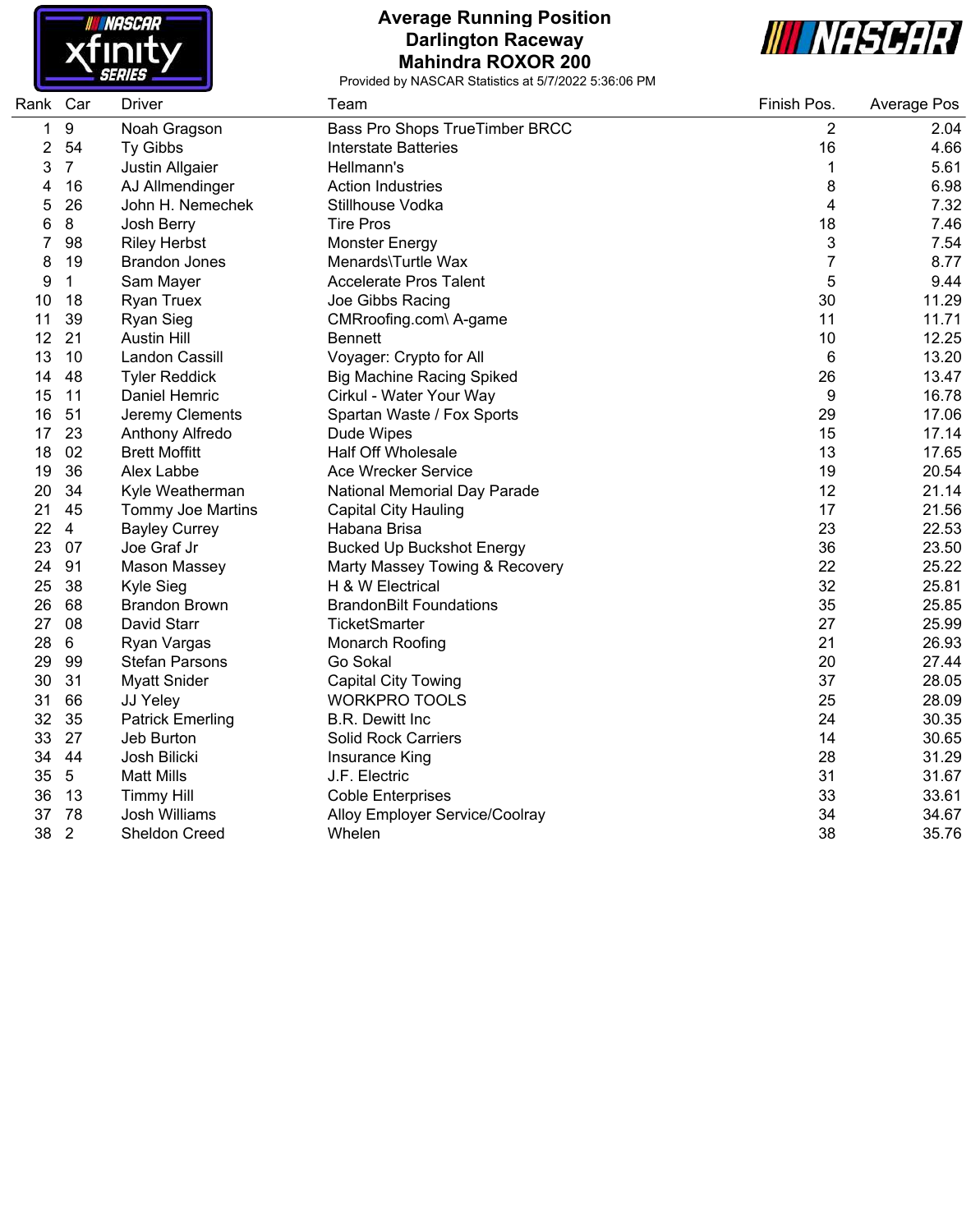# Average Running Position
## Darlington Raceway
## Mahindra ROXOR 200

Provided by NASCAR Statistics at 5/7/2022 5:36:06 PM

| Rank | Car | Driver | Team | Finish Pos. | Average Pos |
|---|---|---|---|---|---|
| 1 | 9 | Noah Gragson | Bass Pro Shops TrueTimber BRCC | 2 | 2.04 |
| 2 | 54 | Ty Gibbs | Interstate Batteries | 16 | 4.66 |
| 3 | 7 | Justin Allgaier | Hellmann's | 1 | 5.61 |
| 4 | 16 | AJ Allmendinger | Action Industries | 8 | 6.98 |
| 5 | 26 | John H. Nemechek | Stillhouse Vodka | 4 | 7.32 |
| 6 | 8 | Josh Berry | Tire Pros | 18 | 7.46 |
| 7 | 98 | Riley Herbst | Monster Energy | 3 | 7.54 |
| 8 | 19 | Brandon Jones | Menards\Turtle Wax | 7 | 8.77 |
| 9 | 1 | Sam Mayer | Accelerate Pros Talent | 5 | 9.44 |
| 10 | 18 | Ryan Truex | Joe Gibbs Racing | 30 | 11.29 |
| 11 | 39 | Ryan Sieg | CMRroofing.com\ A-game | 11 | 11.71 |
| 12 | 21 | Austin Hill | Bennett | 10 | 12.25 |
| 13 | 10 | Landon Cassill | Voyager: Crypto for All | 6 | 13.20 |
| 14 | 48 | Tyler Reddick | Big Machine Racing Spiked | 26 | 13.47 |
| 15 | 11 | Daniel Hemric | Cirkul - Water Your Way | 9 | 16.78 |
| 16 | 51 | Jeremy Clements | Spartan Waste / Fox Sports | 29 | 17.06 |
| 17 | 23 | Anthony Alfredo | Dude Wipes | 15 | 17.14 |
| 18 | 02 | Brett Moffitt | Half Off Wholesale | 13 | 17.65 |
| 19 | 36 | Alex Labbe | Ace Wrecker Service | 19 | 20.54 |
| 20 | 34 | Kyle Weatherman | National Memorial Day Parade | 12 | 21.14 |
| 21 | 45 | Tommy Joe Martins | Capital City Hauling | 17 | 21.56 |
| 22 | 4 | Bayley Currey | Habana Brisa | 23 | 22.53 |
| 23 | 07 | Joe Graf Jr | Bucked Up Buckshot Energy | 36 | 23.50 |
| 24 | 91 | Mason Massey | Marty Massey Towing & Recovery | 22 | 25.22 |
| 25 | 38 | Kyle Sieg | H & W Electrical | 32 | 25.81 |
| 26 | 68 | Brandon Brown | BrandonBilt Foundations | 35 | 25.85 |
| 27 | 08 | David Starr | TicketSmarter | 27 | 25.99 |
| 28 | 6 | Ryan Vargas | Monarch Roofing | 21 | 26.93 |
| 29 | 99 | Stefan Parsons | Go Sokal | 20 | 27.44 |
| 30 | 31 | Myatt Snider | Capital City Towing | 37 | 28.05 |
| 31 | 66 | JJ Yeley | WORKPRO TOOLS | 25 | 28.09 |
| 32 | 35 | Patrick Emerling | B.R. Dewitt Inc | 24 | 30.35 |
| 33 | 27 | Jeb Burton | Solid Rock Carriers | 14 | 30.65 |
| 34 | 44 | Josh Bilicki | Insurance King | 28 | 31.29 |
| 35 | 5 | Matt Mills | J.F. Electric | 31 | 31.67 |
| 36 | 13 | Timmy Hill | Coble Enterprises | 33 | 33.61 |
| 37 | 78 | Josh Williams | Alloy Employer Service/Coolray | 34 | 34.67 |
| 38 | 2 | Sheldon Creed | Whelen | 38 | 35.76 |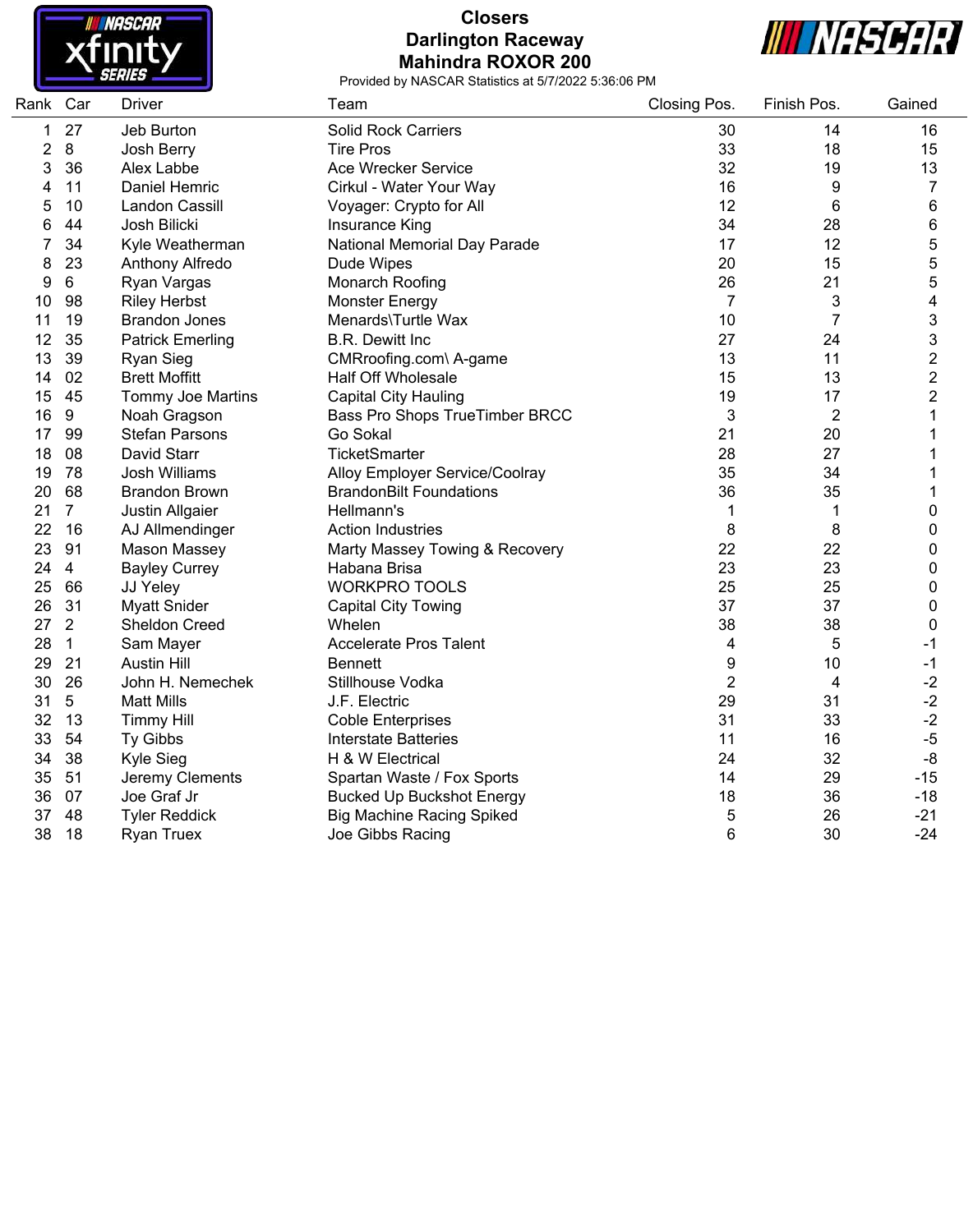# Closers

## Darlington Raceway

## Mahindra ROXOR 200

Provided by NASCAR Statistics at 5/7/2022 5:36:06 PM

| Rank | Car | Driver | Team | Closing Pos. | Finish Pos. | Gained |
|---|---|---|---|---|---|---|
| 1 | 27 | Jeb Burton | Solid Rock Carriers | 30 | 14 | 16 |
| 2 | 8 | Josh Berry | Tire Pros | 33 | 18 | 15 |
| 3 | 36 | Alex Labbe | Ace Wrecker Service | 32 | 19 | 13 |
| 4 | 11 | Daniel Hemric | Cirkul - Water Your Way | 16 | 9 | 7 |
| 5 | 10 | Landon Cassill | Voyager: Crypto for All | 12 | 6 | 6 |
| 6 | 44 | Josh Bilicki | Insurance King | 34 | 28 | 6 |
| 7 | 34 | Kyle Weatherman | National Memorial Day Parade | 17 | 12 | 5 |
| 8 | 23 | Anthony Alfredo | Dude Wipes | 20 | 15 | 5 |
| 9 | 6 | Ryan Vargas | Monarch Roofing | 26 | 21 | 5 |
| 10 | 98 | Riley Herbst | Monster Energy | 7 | 3 | 4 |
| 11 | 19 | Brandon Jones | Menards\Turtle Wax | 10 | 7 | 3 |
| 12 | 35 | Patrick Emerling | B.R. Dewitt Inc | 27 | 24 | 3 |
| 13 | 39 | Ryan Sieg | CMRroofing.com\ A-game | 13 | 11 | 2 |
| 14 | 02 | Brett Moffitt | Half Off Wholesale | 15 | 13 | 2 |
| 15 | 45 | Tommy Joe Martins | Capital City Hauling | 19 | 17 | 2 |
| 16 | 9 | Noah Gragson | Bass Pro Shops TrueTimber BRCC | 3 | 2 | 1 |
| 17 | 99 | Stefan Parsons | Go Sokal | 21 | 20 | 1 |
| 18 | 08 | David Starr | TicketSmarter | 28 | 27 | 1 |
| 19 | 78 | Josh Williams | Alloy Employer Service/Coolray | 35 | 34 | 1 |
| 20 | 68 | Brandon Brown | BrandonBilt Foundations | 36 | 35 | 1 |
| 21 | 7 | Justin Allgaier | Hellmann's | 1 | 1 | 0 |
| 22 | 16 | AJ Allmendinger | Action Industries | 8 | 8 | 0 |
| 23 | 91 | Mason Massey | Marty Massey Towing & Recovery | 22 | 22 | 0 |
| 24 | 4 | Bayley Currey | Habana Brisa | 23 | 23 | 0 |
| 25 | 66 | JJ Yeley | WORKPRO TOOLS | 25 | 25 | 0 |
| 26 | 31 | Myatt Snider | Capital City Towing | 37 | 37 | 0 |
| 27 | 2 | Sheldon Creed | Whelen | 38 | 38 | 0 |
| 28 | 1 | Sam Mayer | Accelerate Pros Talent | 4 | 5 | -1 |
| 29 | 21 | Austin Hill | Bennett | 9 | 10 | -1 |
| 30 | 26 | John H. Nemechek | Stillhouse Vodka | 2 | 4 | -2 |
| 31 | 5 | Matt Mills | J.F. Electric | 29 | 31 | -2 |
| 32 | 13 | Timmy Hill | Coble Enterprises | 31 | 33 | -2 |
| 33 | 54 | Ty Gibbs | Interstate Batteries | 11 | 16 | -5 |
| 34 | 38 | Kyle Sieg | H & W Electrical | 24 | 32 | -8 |
| 35 | 51 | Jeremy Clements | Spartan Waste / Fox Sports | 14 | 29 | -15 |
| 36 | 07 | Joe Graf Jr | Bucked Up Buckshot Energy | 18 | 36 | -18 |
| 37 | 48 | Tyler Reddick | Big Machine Racing Spiked | 5 | 26 | -21 |
| 38 | 18 | Ryan Truex | Joe Gibbs Racing | 6 | 30 | -24 |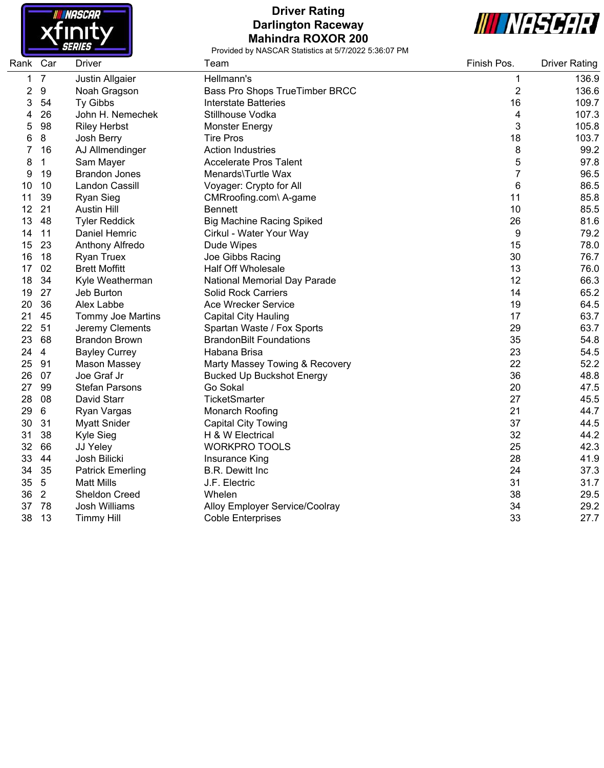# Driver Rating
## Darlington Raceway
## Mahindra ROXOR 200

Provided by NASCAR Statistics at 5/7/2022 5:36:07 PM

| Rank | Car | Driver | Team | Finish Pos. | Driver Rating |
|---|---|---|---|---|---|
| 1 | 7 | Justin Allgaier | Hellmann's | 1 | 136.9 |
| 2 | 9 | Noah Gragson | Bass Pro Shops TrueTimber BRCC | 2 | 136.6 |
| 3 | 54 | Ty Gibbs | Interstate Batteries | 16 | 109.7 |
| 4 | 26 | John H. Nemechek | Stillhouse Vodka | 4 | 107.3 |
| 5 | 98 | Riley Herbst | Monster Energy | 3 | 105.8 |
| 6 | 8 | Josh Berry | Tire Pros | 18 | 103.7 |
| 7 | 16 | AJ Allmendinger | Action Industries | 8 | 99.2 |
| 8 | 1 | Sam Mayer | Accelerate Pros Talent | 5 | 97.8 |
| 9 | 19 | Brandon Jones | Menards\Turtle Wax | 7 | 96.5 |
| 10 | 10 | Landon Cassill | Voyager: Crypto for All | 6 | 86.5 |
| 11 | 39 | Ryan Sieg | CMRroofing.com\ A-game | 11 | 85.8 |
| 12 | 21 | Austin Hill | Bennett | 10 | 85.5 |
| 13 | 48 | Tyler Reddick | Big Machine Racing Spiked | 26 | 81.6 |
| 14 | 11 | Daniel Hemric | Cirkul - Water Your Way | 9 | 79.2 |
| 15 | 23 | Anthony Alfredo | Dude Wipes | 15 | 78.0 |
| 16 | 18 | Ryan Truex | Joe Gibbs Racing | 30 | 76.7 |
| 17 | 02 | Brett Moffitt | Half Off Wholesale | 13 | 76.0 |
| 18 | 34 | Kyle Weatherman | National Memorial Day Parade | 12 | 66.3 |
| 19 | 27 | Jeb Burton | Solid Rock Carriers | 14 | 65.2 |
| 20 | 36 | Alex Labbe | Ace Wrecker Service | 19 | 64.5 |
| 21 | 45 | Tommy Joe Martins | Capital City Hauling | 17 | 63.7 |
| 22 | 51 | Jeremy Clements | Spartan Waste / Fox Sports | 29 | 63.7 |
| 23 | 68 | Brandon Brown | BrandonBilt Foundations | 35 | 54.8 |
| 24 | 4 | Bayley Currey | Habana Brisa | 23 | 54.5 |
| 25 | 91 | Mason Massey | Marty Massey Towing & Recovery | 22 | 52.2 |
| 26 | 07 | Joe Graf Jr | Bucked Up Buckshot Energy | 36 | 48.8 |
| 27 | 99 | Stefan Parsons | Go Sokal | 20 | 47.5 |
| 28 | 08 | David Starr | TicketSmarter | 27 | 45.5 |
| 29 | 6 | Ryan Vargas | Monarch Roofing | 21 | 44.7 |
| 30 | 31 | Myatt Snider | Capital City Towing | 37 | 44.5 |
| 31 | 38 | Kyle Sieg | H & W Electrical | 32 | 44.2 |
| 32 | 66 | JJ Yeley | WORKPRO TOOLS | 25 | 42.3 |
| 33 | 44 | Josh Bilicki | Insurance King | 28 | 41.9 |
| 34 | 35 | Patrick Emerling | B.R. Dewitt Inc | 24 | 37.3 |
| 35 | 5 | Matt Mills | J.F. Electric | 31 | 31.7 |
| 36 | 2 | Sheldon Creed | Whelen | 38 | 29.5 |
| 37 | 78 | Josh Williams | Alloy Employer Service/Coolray | 34 | 29.2 |
| 38 | 13 | Timmy Hill | Coble Enterprises | 33 | 27.7 |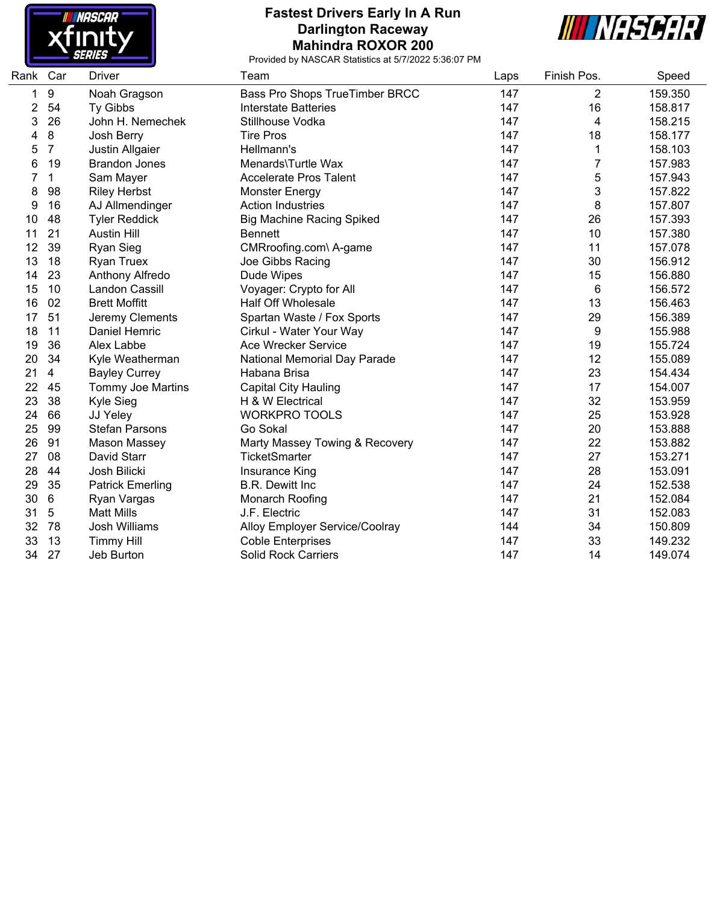# Fastest Drivers Early In A Run
## Darlington Raceway
## Mahindra ROXOR 200

Provided by NASCAR Statistics at 5/7/2022 5:36:07 PM

| Rank | Car | Driver | Team | Laps | Finish Pos. | Speed |
|---|---|---|---|---|---|---|
| 1 | 9 | Noah Gragson | Bass Pro Shops TrueTimber BRCC | 147 | 2 | 159.350 |
| 2 | 54 | Ty Gibbs | Interstate Batteries | 147 | 16 | 158.817 |
| 3 | 26 | John H. Nemechek | Stillhouse Vodka | 147 | 4 | 158.215 |
| 4 | 8 | Josh Berry | Tire Pros | 147 | 18 | 158.177 |
| 5 | 7 | Justin Allgaier | Hellmann's | 147 | 1 | 158.103 |
| 6 | 19 | Brandon Jones | Menards\Turtle Wax | 147 | 7 | 157.983 |
| 7 | 1 | Sam Mayer | Accelerate Pros Talent | 147 | 5 | 157.943 |
| 8 | 98 | Riley Herbst | Monster Energy | 147 | 3 | 157.822 |
| 9 | 16 | AJ Allmendinger | Action Industries | 147 | 8 | 157.807 |
| 10 | 48 | Tyler Reddick | Big Machine Racing Spiked | 147 | 26 | 157.393 |
| 11 | 21 | Austin Hill | Bennett | 147 | 10 | 157.380 |
| 12 | 39 | Ryan Sieg | CMRroofing.com\ A-game | 147 | 11 | 157.078 |
| 13 | 18 | Ryan Truex | Joe Gibbs Racing | 147 | 30 | 156.912 |
| 14 | 23 | Anthony Alfredo | Dude Wipes | 147 | 15 | 156.880 |
| 15 | 10 | Landon Cassill | Voyager: Crypto for All | 147 | 6 | 156.572 |
| 16 | 02 | Brett Moffitt | Half Off Wholesale | 147 | 13 | 156.463 |
| 17 | 51 | Jeremy Clements | Spartan Waste / Fox Sports | 147 | 29 | 156.389 |
| 18 | 11 | Daniel Hemric | Cirkul - Water Your Way | 147 | 9 | 155.988 |
| 19 | 36 | Alex Labbe | Ace Wrecker Service | 147 | 19 | 155.724 |
| 20 | 34 | Kyle Weatherman | National Memorial Day Parade | 147 | 12 | 155.089 |
| 21 | 4 | Bayley Currey | Habana Brisa | 147 | 23 | 154.434 |
| 22 | 45 | Tommy Joe Martins | Capital City Hauling | 147 | 17 | 154.007 |
| 23 | 38 | Kyle Sieg | H & W Electrical | 147 | 32 | 153.959 |
| 24 | 66 | JJ Yeley | WORKPRO TOOLS | 147 | 25 | 153.928 |
| 25 | 99 | Stefan Parsons | Go Sokal | 147 | 20 | 153.888 |
| 26 | 91 | Mason Massey | Marty Massey Towing & Recovery | 147 | 22 | 153.882 |
| 27 | 08 | David Starr | TicketSmarter | 147 | 27 | 153.271 |
| 28 | 44 | Josh Bilicki | Insurance King | 147 | 28 | 153.091 |
| 29 | 35 | Patrick Emerling | B.R. Dewitt Inc | 147 | 24 | 152.538 |
| 30 | 6 | Ryan Vargas | Monarch Roofing | 147 | 21 | 152.084 |
| 31 | 5 | Matt Mills | J.F. Electric | 147 | 31 | 152.083 |
| 32 | 78 | Josh Williams | Alloy Employer Service/Coolray | 144 | 34 | 150.809 |
| 33 | 13 | Timmy Hill | Coble Enterprises | 147 | 33 | 149.232 |
| 34 | 27 | Jeb Burton | Solid Rock Carriers | 147 | 14 | 149.074 |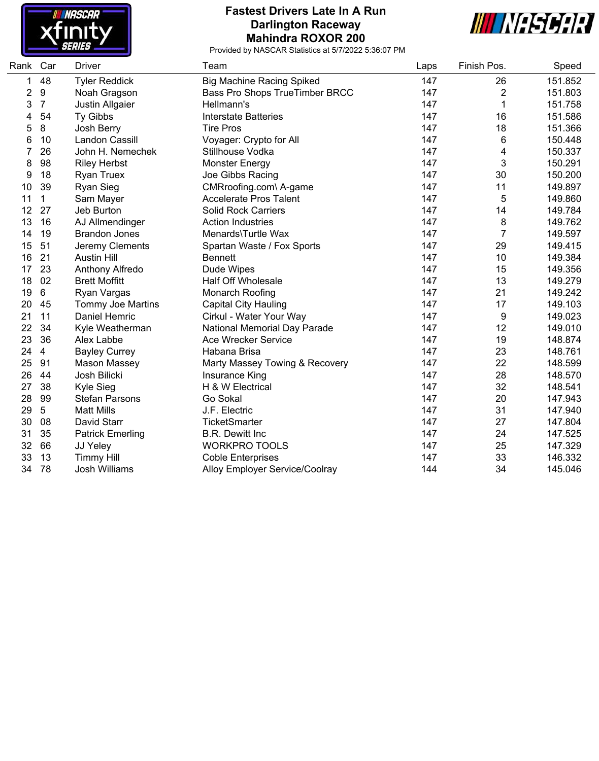# Fastest Drivers Late In A Run

## Darlington Raceway

## Mahindra ROXOR 200

Provided by NASCAR Statistics at 5/7/2022 5:36:07 PM

| Rank | Car | Driver | Team | Laps | Finish Pos. | Speed |
|---|---|---|---|---|---|---|
| 1 | 48 | Tyler Reddick | Big Machine Racing Spiked | 147 | 26 | 151.852 |
| 2 | 9 | Noah Gragson | Bass Pro Shops TrueTimber BRCC | 147 | 2 | 151.803 |
| 3 | 7 | Justin Allgaier | Hellmann's | 147 | 1 | 151.758 |
| 4 | 54 | Ty Gibbs | Interstate Batteries | 147 | 16 | 151.586 |
| 5 | 8 | Josh Berry | Tire Pros | 147 | 18 | 151.366 |
| 6 | 10 | Landon Cassill | Voyager: Crypto for All | 147 | 6 | 150.448 |
| 7 | 26 | John H. Nemechek | Stillhouse Vodka | 147 | 4 | 150.337 |
| 8 | 98 | Riley Herbst | Monster Energy | 147 | 3 | 150.291 |
| 9 | 18 | Ryan Truex | Joe Gibbs Racing | 147 | 30 | 150.200 |
| 10 | 39 | Ryan Sieg | CMRroofing.com\ A-game | 147 | 11 | 149.897 |
| 11 | 1 | Sam Mayer | Accelerate Pros Talent | 147 | 5 | 149.860 |
| 12 | 27 | Jeb Burton | Solid Rock Carriers | 147 | 14 | 149.784 |
| 13 | 16 | AJ Allmendinger | Action Industries | 147 | 8 | 149.762 |
| 14 | 19 | Brandon Jones | Menards\Turtle Wax | 147 | 7 | 149.597 |
| 15 | 51 | Jeremy Clements | Spartan Waste / Fox Sports | 147 | 29 | 149.415 |
| 16 | 21 | Austin Hill | Bennett | 147 | 10 | 149.384 |
| 17 | 23 | Anthony Alfredo | Dude Wipes | 147 | 15 | 149.356 |
| 18 | 02 | Brett Moffitt | Half Off Wholesale | 147 | 13 | 149.279 |
| 19 | 6 | Ryan Vargas | Monarch Roofing | 147 | 21 | 149.242 |
| 20 | 45 | Tommy Joe Martins | Capital City Hauling | 147 | 17 | 149.103 |
| 21 | 11 | Daniel Hemric | Cirkul - Water Your Way | 147 | 9 | 149.023 |
| 22 | 34 | Kyle Weatherman | National Memorial Day Parade | 147 | 12 | 149.010 |
| 23 | 36 | Alex Labbe | Ace Wrecker Service | 147 | 19 | 148.874 |
| 24 | 4 | Bayley Currey | Habana Brisa | 147 | 23 | 148.761 |
| 25 | 91 | Mason Massey | Marty Massey Towing & Recovery | 147 | 22 | 148.599 |
| 26 | 44 | Josh Bilicki | Insurance King | 147 | 28 | 148.570 |
| 27 | 38 | Kyle Sieg | H & W Electrical | 147 | 32 | 148.541 |
| 28 | 99 | Stefan Parsons | Go Sokal | 147 | 20 | 147.943 |
| 29 | 5 | Matt Mills | J.F. Electric | 147 | 31 | 147.940 |
| 30 | 08 | David Starr | TicketSmarter | 147 | 27 | 147.804 |
| 31 | 35 | Patrick Emerling | B.R. Dewitt Inc | 147 | 24 | 147.525 |
| 32 | 66 | JJ Yeley | WORKPRO TOOLS | 147 | 25 | 147.329 |
| 33 | 13 | Timmy Hill | Coble Enterprises | 147 | 33 | 146.332 |
| 34 | 78 | Josh Williams | Alloy Employer Service/Coolray | 144 | 34 | 145.046 |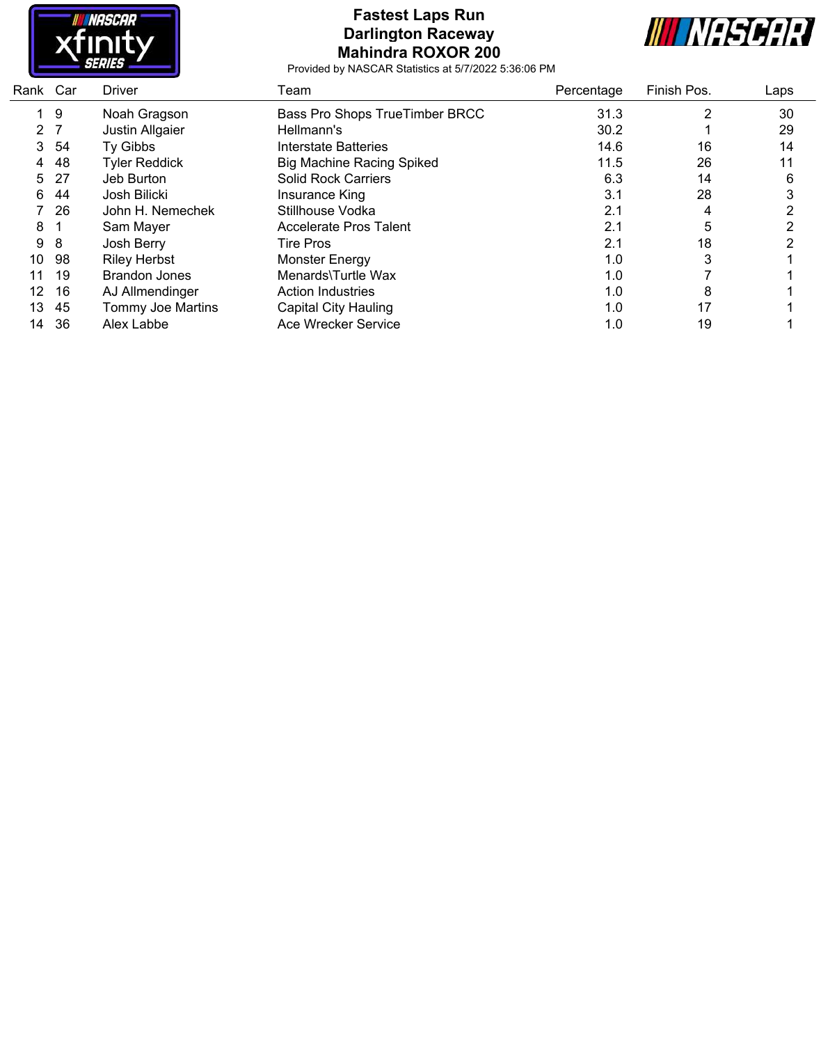# Fastest Laps Run
## Darlington Raceway
## Mahindra ROXOR 200

Provided by NASCAR Statistics at 5/7/2022 5:36:06 PM

| Rank | Car | Driver | Team | Percentage | Finish Pos. | Laps |
|---|---|---|---|---|---|---|
| 1 | 9 | Noah Gragson | Bass Pro Shops TrueTimber BRCC | 31.3 | 2 | 30 |
| 2 | 7 | Justin Allgaier | Hellmann's | 30.2 | 1 | 29 |
| 3 | 54 | Ty Gibbs | Interstate Batteries | 14.6 | 16 | 14 |
| 4 | 48 | Tyler Reddick | Big Machine Racing Spiked | 11.5 | 26 | 11 |
| 5 | 27 | Jeb Burton | Solid Rock Carriers | 6.3 | 14 | 6 |
| 6 | 44 | Josh Bilicki | Insurance King | 3.1 | 28 | 3 |
| 7 | 26 | John H. Nemechek | Stillhouse Vodka | 2.1 | 4 | 2 |
| 8 | 1 | Sam Mayer | Accelerate Pros Talent | 2.1 | 5 | 2 |
| 9 | 8 | Josh Berry | Tire Pros | 2.1 | 18 | 2 |
| 10 | 98 | Riley Herbst | Monster Energy | 1.0 | 3 | 1 |
| 11 | 19 | Brandon Jones | Menards\Turtle Wax | 1.0 | 7 | 1 |
| 12 | 16 | AJ Allmendinger | Action Industries | 1.0 | 8 | 1 |
| 13 | 45 | Tommy Joe Martins | Capital City Hauling | 1.0 | 17 | 1 |
| 14 | 36 | Alex Labbe | Ace Wrecker Service | 1.0 | 19 | 1 |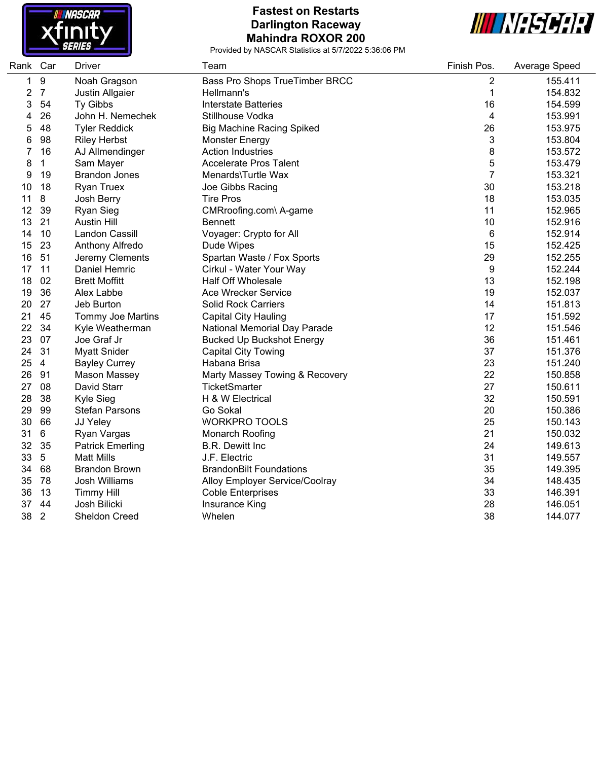# Fastest on Restarts
## Darlington Raceway
## Mahindra ROXOR 200

Provided by NASCAR Statistics at 5/7/2022 5:36:06 PM

| Rank | Car | Driver | Team | Finish Pos. | Average Speed |
|---|---|---|---|---|---|
| 1 | 9 | Noah Gragson | Bass Pro Shops TrueTimber BRCC | 2 | 155.411 |
| 2 | 7 | Justin Allgaier | Hellmann's | 1 | 154.832 |
| 3 | 54 | Ty Gibbs | Interstate Batteries | 16 | 154.599 |
| 4 | 26 | John H. Nemechek | Stillhouse Vodka | 4 | 153.991 |
| 5 | 48 | Tyler Reddick | Big Machine Racing Spiked | 26 | 153.975 |
| 6 | 98 | Riley Herbst | Monster Energy | 3 | 153.804 |
| 7 | 16 | AJ Allmendinger | Action Industries | 8 | 153.572 |
| 8 | 1 | Sam Mayer | Accelerate Pros Talent | 5 | 153.479 |
| 9 | 19 | Brandon Jones | Menards\Turtle Wax | 7 | 153.321 |
| 10 | 18 | Ryan Truex | Joe Gibbs Racing | 30 | 153.218 |
| 11 | 8 | Josh Berry | Tire Pros | 18 | 153.035 |
| 12 | 39 | Ryan Sieg | CMRoofing.com\ A-game | 11 | 152.965 |
| 13 | 21 | Austin Hill | Bennett | 10 | 152.916 |
| 14 | 10 | Landon Cassill | Voyager: Crypto for All | 6 | 152.914 |
| 15 | 23 | Anthony Alfredo | Dude Wipes | 15 | 152.425 |
| 16 | 51 | Jeremy Clements | Spartan Waste / Fox Sports | 29 | 152.255 |
| 17 | 11 | Daniel Hemric | Cirkul - Water Your Way | 9 | 152.244 |
| 18 | 02 | Brett Moffitt | Half Off Wholesale | 13 | 152.198 |
| 19 | 36 | Alex Labbe | Ace Wrecker Service | 19 | 152.037 |
| 20 | 27 | Jeb Burton | Solid Rock Carriers | 14 | 151.813 |
| 21 | 45 | Tommy Joe Martins | Capital City Hauling | 17 | 151.592 |
| 22 | 34 | Kyle Weatherman | National Memorial Day Parade | 12 | 151.546 |
| 23 | 07 | Joe Graf Jr | Bucked Up Buckshot Energy | 36 | 151.461 |
| 24 | 31 | Myatt Snider | Capital City Towing | 37 | 151.376 |
| 25 | 4 | Bayley Currey | Habana Brisa | 23 | 151.240 |
| 26 | 91 | Mason Massey | Marty Massey Towing & Recovery | 22 | 150.858 |
| 27 | 08 | David Starr | TicketSmarter | 27 | 150.611 |
| 28 | 38 | Kyle Sieg | H & W Electrical | 32 | 150.591 |
| 29 | 99 | Stefan Parsons | Go Sokal | 20 | 150.386 |
| 30 | 66 | JJ Yeley | WORKPRO TOOLS | 25 | 150.143 |
| 31 | 6 | Ryan Vargas | Monarch Roofing | 21 | 150.032 |
| 32 | 35 | Patrick Emerling | B.R. Dewitt Inc | 24 | 149.613 |
| 33 | 5 | Matt Mills | J.F. Electric | 31 | 149.557 |
| 34 | 68 | Brandon Brown | BrandonBilt Foundations | 35 | 149.395 |
| 35 | 78 | Josh Williams | Alloy Employer Service/Coolray | 34 | 148.435 |
| 36 | 13 | Timmy Hill | Coble Enterprises | 33 | 146.391 |
| 37 | 44 | Josh Bilicki | Insurance King | 28 | 146.051 |
| 38 | 2 | Sheldon Creed | Whelen | 38 | 144.077 |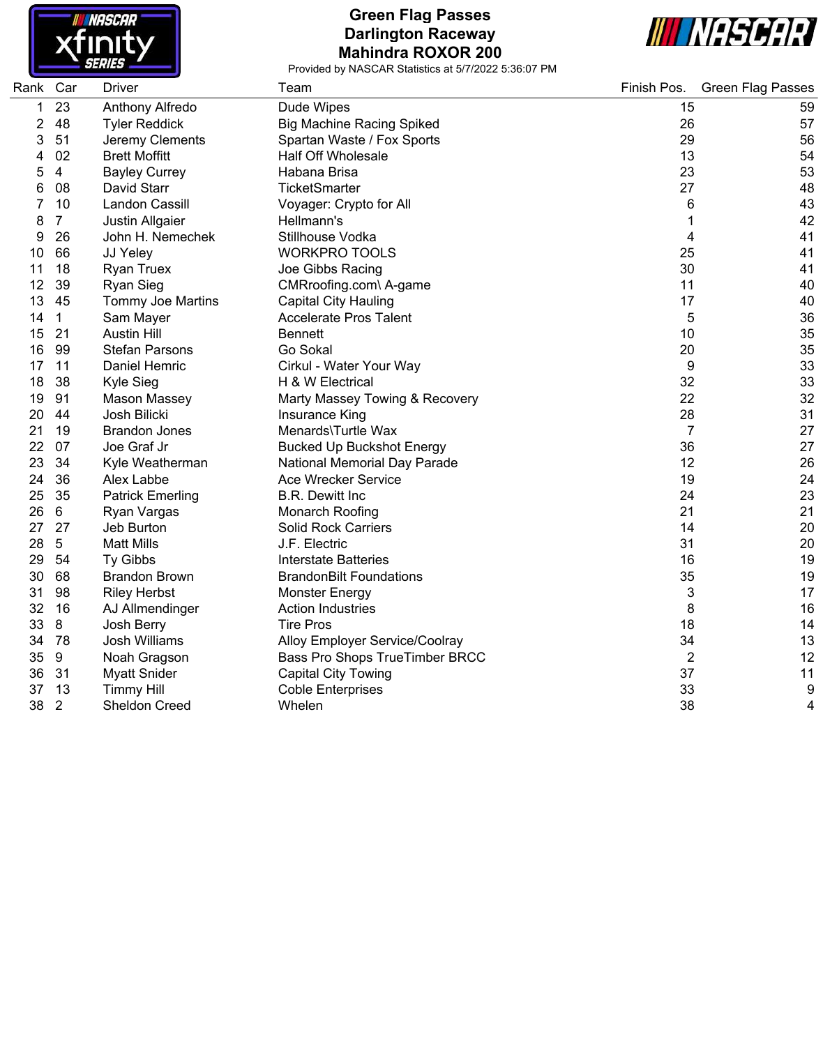# Green Flag Passes
## Darlington Raceway
## Mahindra ROXOR 200

Provided by NASCAR Statistics at 5/7/2022 5:36:07 PM

| Rank | Car | Driver | Team | Finish Pos. | Green Flag Passes |
|---|---|---|---|---|---|
| 1 | 23 | Anthony Alfredo | Dude Wipes | 15 | 59 |
| 2 | 48 | Tyler Reddick | Big Machine Racing Spiked | 26 | 57 |
| 3 | 51 | Jeremy Clements | Spartan Waste / Fox Sports | 29 | 56 |
| 4 | 02 | Brett Moffitt | Half Off Wholesale | 13 | 54 |
| 5 | 4 | Bayley Currey | Habana Brisa | 23 | 53 |
| 6 | 08 | David Starr | TicketSmarter | 27 | 48 |
| 7 | 10 | Landon Cassill | Voyager: Crypto for All | 6 | 43 |
| 8 | 7 | Justin Allgaier | Hellmann's | 1 | 42 |
| 9 | 26 | John H. Nemechek | Stillhouse Vodka | 4 | 41 |
| 10 | 66 | JJ Yeley | WORKPRO TOOLS | 25 | 41 |
| 11 | 18 | Ryan Truex | Joe Gibbs Racing | 30 | 41 |
| 12 | 39 | Ryan Sieg | CMRroofing.com\ A-game | 11 | 40 |
| 13 | 45 | Tommy Joe Martins | Capital City Hauling | 17 | 40 |
| 14 | 1 | Sam Mayer | Accelerate Pros Talent | 5 | 36 |
| 15 | 21 | Austin Hill | Bennett | 10 | 35 |
| 16 | 99 | Stefan Parsons | Go Sokal | 20 | 35 |
| 17 | 11 | Daniel Hemric | Cirkul - Water Your Way | 9 | 33 |
| 18 | 38 | Kyle Sieg | H & W Electrical | 32 | 33 |
| 19 | 91 | Mason Massey | Marty Massey Towing & Recovery | 22 | 32 |
| 20 | 44 | Josh Bilicki | Insurance King | 28 | 31 |
| 21 | 19 | Brandon Jones | Menards\Turtle Wax | 7 | 27 |
| 22 | 07 | Joe Graf Jr | Bucked Up Buckshot Energy | 36 | 27 |
| 23 | 34 | Kyle Weatherman | National Memorial Day Parade | 12 | 26 |
| 24 | 36 | Alex Labbe | Ace Wrecker Service | 19 | 24 |
| 25 | 35 | Patrick Emerling | B.R. Dewitt Inc | 24 | 23 |
| 26 | 6 | Ryan Vargas | Monarch Roofing | 21 | 21 |
| 27 | 27 | Jeb Burton | Solid Rock Carriers | 14 | 20 |
| 28 | 5 | Matt Mills | J.F. Electric | 31 | 20 |
| 29 | 54 | Ty Gibbs | Interstate Batteries | 16 | 19 |
| 30 | 68 | Brandon Brown | BrandonBilt Foundations | 35 | 19 |
| 31 | 98 | Riley Herbst | Monster Energy | 3 | 17 |
| 32 | 16 | AJ Allmendinger | Action Industries | 8 | 16 |
| 33 | 8 | Josh Berry | Tire Pros | 18 | 14 |
| 34 | 78 | Josh Williams | Alloy Employer Service/Coolray | 34 | 13 |
| 35 | 9 | Noah Gragson | Bass Pro Shops TrueTimber BRCC | 2 | 12 |
| 36 | 31 | Myatt Snider | Capital City Towing | 37 | 11 |
| 37 | 13 | Timmy Hill | Coble Enterprises | 33 | 9 |
| 38 | 2 | Sheldon Creed | Whelen | 38 | 4 |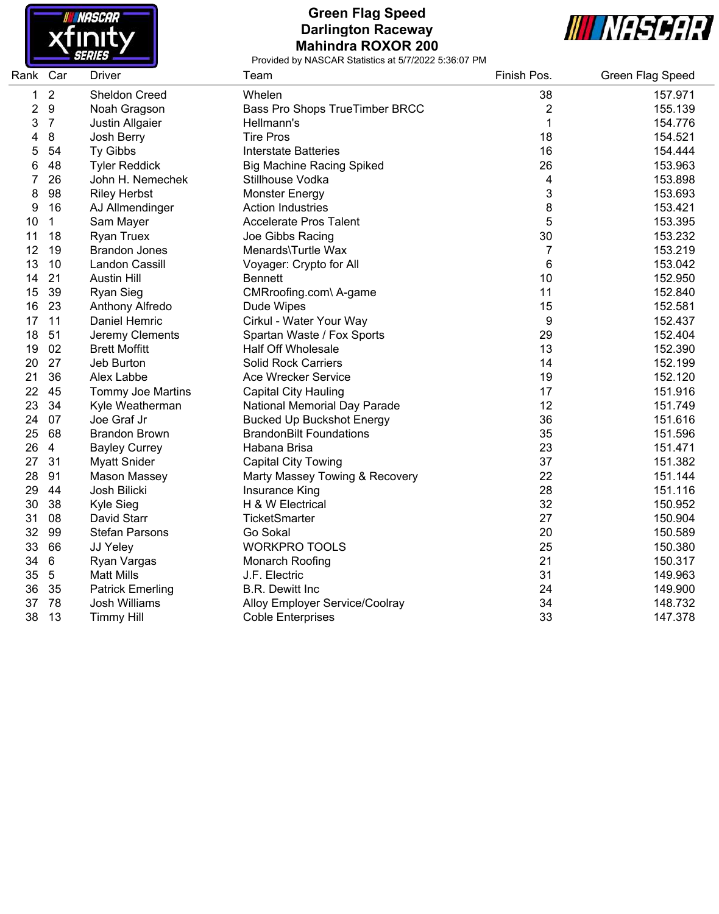# Green Flag Speed
## Darlington Raceway
## Mahindra ROXOR 200

Provided by NASCAR Statistics at 5/7/2022 5:36:07 PM

| Rank | Car | Driver | Team | Finish Pos. | Green Flag Speed |
|---|---|---|---|---|---|
| 1 | 2 | Sheldon Creed | Whelen | 38 | 157.971 |
| 2 | 9 | Noah Gragson | Bass Pro Shops TrueTimber BRCC | 2 | 155.139 |
| 3 | 7 | Justin Allgaier | Hellmann's | 1 | 154.776 |
| 4 | 8 | Josh Berry | Tire Pros | 18 | 154.521 |
| 5 | 54 | Ty Gibbs | Interstate Batteries | 16 | 154.444 |
| 6 | 48 | Tyler Reddick | Big Machine Racing Spiked | 26 | 153.963 |
| 7 | 26 | John H. Nemechek | Stillhouse Vodka | 4 | 153.898 |
| 8 | 98 | Riley Herbst | Monster Energy | 3 | 153.693 |
| 9 | 16 | AJ Allmendinger | Action Industries | 8 | 153.421 |
| 10 | 1 | Sam Mayer | Accelerate Pros Talent | 5 | 153.395 |
| 11 | 18 | Ryan Truex | Joe Gibbs Racing | 30 | 153.232 |
| 12 | 19 | Brandon Jones | Menards\Turtle Wax | 7 | 153.219 |
| 13 | 10 | Landon Cassill | Voyager: Crypto for All | 6 | 153.042 |
| 14 | 21 | Austin Hill | Bennett | 10 | 152.950 |
| 15 | 39 | Ryan Sieg | CMRroofing.com\ A-game | 11 | 152.840 |
| 16 | 23 | Anthony Alfredo | Dude Wipes | 15 | 152.581 |
| 17 | 11 | Daniel Hemric | Cirkul - Water Your Way | 9 | 152.437 |
| 18 | 51 | Jeremy Clements | Spartan Waste / Fox Sports | 29 | 152.404 |
| 19 | 02 | Brett Moffitt | Half Off Wholesale | 13 | 152.390 |
| 20 | 27 | Jeb Burton | Solid Rock Carriers | 14 | 152.199 |
| 21 | 36 | Alex Labbe | Ace Wrecker Service | 19 | 152.120 |
| 22 | 45 | Tommy Joe Martins | Capital City Hauling | 17 | 151.916 |
| 23 | 34 | Kyle Weatherman | National Memorial Day Parade | 12 | 151.749 |
| 24 | 07 | Joe Graf Jr | Bucked Up Buckshot Energy | 36 | 151.616 |
| 25 | 68 | Brandon Brown | BrandonBilt Foundations | 35 | 151.596 |
| 26 | 4 | Bayley Currey | Habana Brisa | 23 | 151.471 |
| 27 | 31 | Myatt Snider | Capital City Towing | 37 | 151.382 |
| 28 | 91 | Mason Massey | Marty Massey Towing & Recovery | 22 | 151.144 |
| 29 | 44 | Josh Bilicki | Insurance King | 28 | 151.116 |
| 30 | 38 | Kyle Sieg | H & W Electrical | 32 | 150.952 |
| 31 | 08 | David Starr | TicketSmarter | 27 | 150.904 |
| 32 | 99 | Stefan Parsons | Go Sokal | 20 | 150.589 |
| 33 | 66 | JJ Yeley | WORKPRO TOOLS | 25 | 150.380 |
| 34 | 6 | Ryan Vargas | Monarch Roofing | 21 | 150.317 |
| 35 | 5 | Matt Mills | J.F. Electric | 31 | 149.963 |
| 36 | 35 | Patrick Emerling | B.R. Dewitt Inc | 24 | 149.900 |
| 37 | 78 | Josh Williams | Alloy Employer Service/Coolray | 34 | 148.732 |
| 38 | 13 | Timmy Hill | Coble Enterprises | 33 | 147.378 |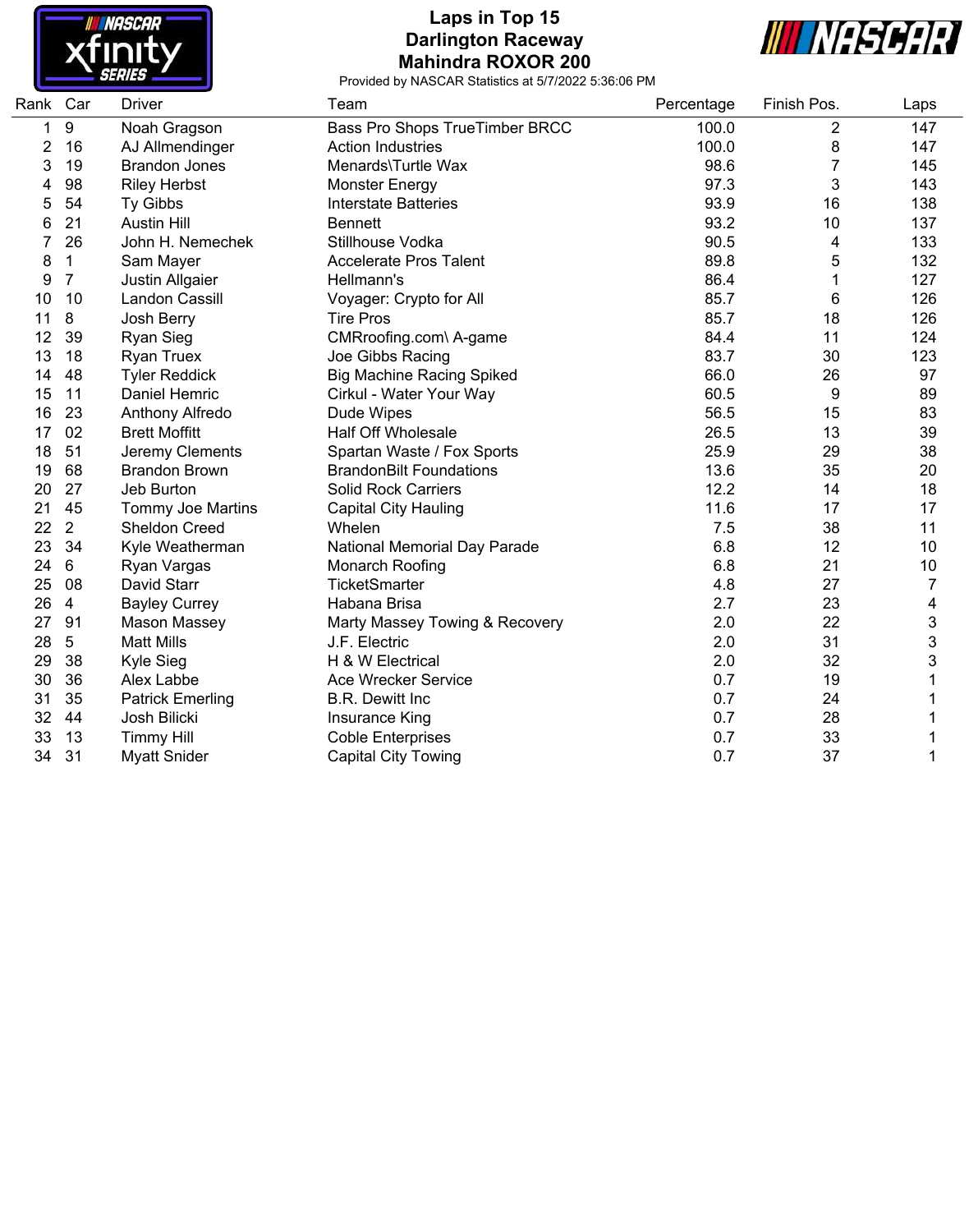# Laps in Top 15
## Darlington Raceway
## Mahindra ROXOR 200

Provided by NASCAR Statistics at 5/7/2022 5:36:06 PM

| Rank | Car | Driver | Team | Percentage | Finish Pos. | Laps |
|---|---|---|---|---|---|---|
| 1 | 9 | Noah Gragson | Bass Pro Shops TrueTimber BRCC | 100.0 | 2 | 147 |
| 2 | 16 | AJ Allmendinger | Action Industries | 100.0 | 8 | 147 |
| 3 | 19 | Brandon Jones | Menards\Turtle Wax | 98.6 | 7 | 145 |
| 4 | 98 | Riley Herbst | Monster Energy | 97.3 | 3 | 143 |
| 5 | 54 | Ty Gibbs | Interstate Batteries | 93.9 | 16 | 138 |
| 6 | 21 | Austin Hill | Bennett | 93.2 | 10 | 137 |
| 7 | 26 | John H. Nemechek | Stillhouse Vodka | 90.5 | 4 | 133 |
| 8 | 1 | Sam Mayer | Accelerate Pros Talent | 89.8 | 5 | 132 |
| 9 | 7 | Justin Allgaier | Hellmann's | 86.4 | 1 | 127 |
| 10 | 10 | Landon Cassill | Voyager: Crypto for All | 85.7 | 6 | 126 |
| 11 | 8 | Josh Berry | Tire Pros | 85.7 | 18 | 126 |
| 12 | 39 | Ryan Sieg | CMRroofing.com\ A-game | 84.4 | 11 | 124 |
| 13 | 18 | Ryan Truex | Joe Gibbs Racing | 83.7 | 30 | 123 |
| 14 | 48 | Tyler Reddick | Big Machine Racing Spiked | 66.0 | 26 | 97 |
| 15 | 11 | Daniel Hemric | Cirkul - Water Your Way | 60.5 | 9 | 89 |
| 16 | 23 | Anthony Alfredo | Dude Wipes | 56.5 | 15 | 83 |
| 17 | 02 | Brett Moffitt | Half Off Wholesale | 26.5 | 13 | 39 |
| 18 | 51 | Jeremy Clements | Spartan Waste / Fox Sports | 25.9 | 29 | 38 |
| 19 | 68 | Brandon Brown | BrandonBilt Foundations | 13.6 | 35 | 20 |
| 20 | 27 | Jeb Burton | Solid Rock Carriers | 12.2 | 14 | 18 |
| 21 | 45 | Tommy Joe Martins | Capital City Hauling | 11.6 | 17 | 17 |
| 22 | 2 | Sheldon Creed | Whelen | 7.5 | 38 | 11 |
| 23 | 34 | Kyle Weatherman | National Memorial Day Parade | 6.8 | 12 | 10 |
| 24 | 6 | Ryan Vargas | Monarch Roofing | 6.8 | 21 | 10 |
| 25 | 08 | David Starr | TicketSmarter | 4.8 | 27 | 7 |
| 26 | 4 | Bayley Currey | Habana Brisa | 2.7 | 23 | 4 |
| 27 | 91 | Mason Massey | Marty Massey Towing & Recovery | 2.0 | 22 | 3 |
| 28 | 5 | Matt Mills | J.F. Electric | 2.0 | 31 | 3 |
| 29 | 38 | Kyle Sieg | H & W Electrical | 2.0 | 32 | 3 |
| 30 | 36 | Alex Labbe | Ace Wrecker Service | 0.7 | 19 | 1 |
| 31 | 35 | Patrick Emerling | B.R. Dewitt Inc | 0.7 | 24 | 1 |
| 32 | 44 | Josh Bilicki | Insurance King | 0.7 | 28 | 1 |
| 33 | 13 | Timmy Hill | Coble Enterprises | 0.7 | 33 | 1 |
| 34 | 31 | Myatt Snider | Capital City Towing | 0.7 | 37 | 1 |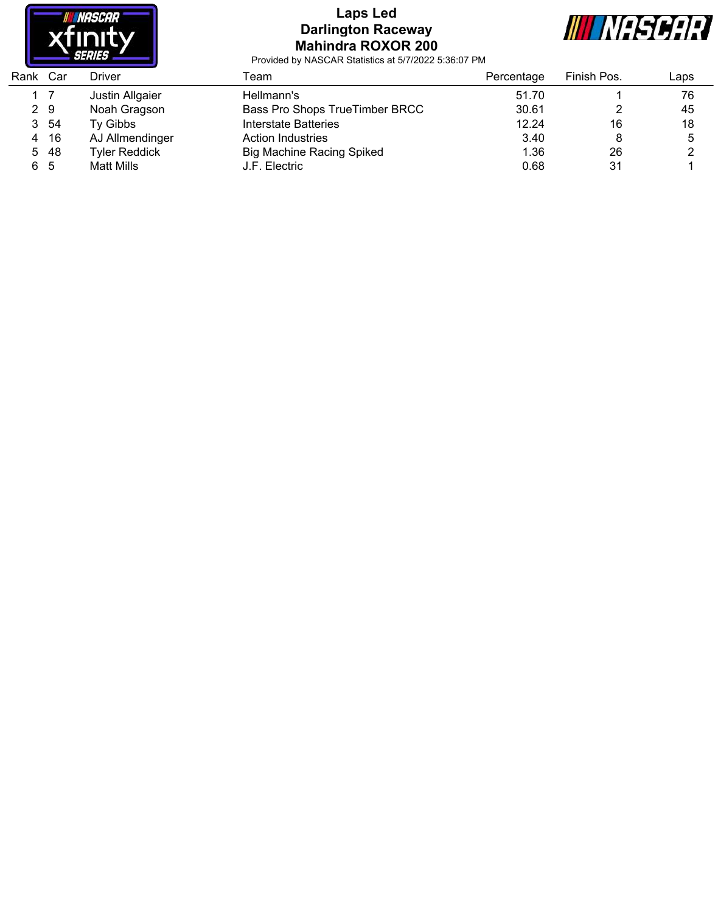# Laps Led
## Darlington Raceway
## Mahindra ROXOR 200

Provided by NASCAR Statistics at 5/7/2022 5:36:07 PM

| Rank | Car | Driver | Team | Percentage | Finish Pos. | Laps |
|---|---|---|---|---|---|---|
| 1 | 7 | Justin Allgaier | Hellmann's | 51.70 | 1 | 76 |
| 2 | 9 | Noah Gragson | Bass Pro Shops TrueTimber BRCC | 30.61 | 2 | 45 |
| 3 | 54 | Ty Gibbs | Interstate Batteries | 12.24 | 16 | 18 |
| 4 | 16 | AJ Allmendinger | Action Industries | 3.40 | 8 | 5 |
| 5 | 48 | Tyler Reddick | Big Machine Racing Spiked | 1.36 | 26 | 2 |
| 6 | 5 | Matt Mills | J.F. Electric | 0.68 | 31 | 1 |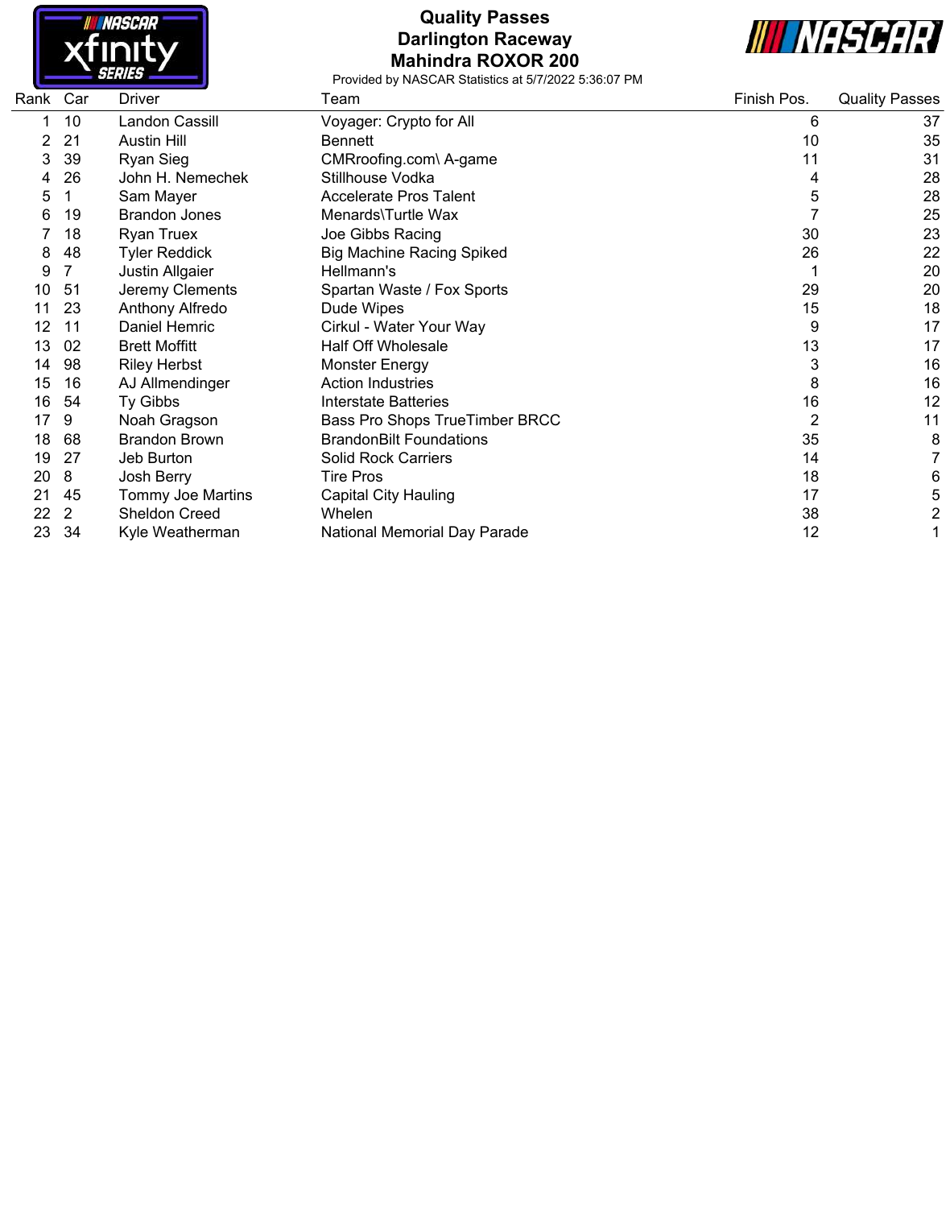# Quality Passes
## Darlington Raceway
## Mahindra ROXOR 200

Provided by NASCAR Statistics at 5/7/2022 5:36:07 PM

| Rank | Car | Driver | Team | Finish Pos. | Quality Passes |
|---|---|---|---|---|---|
| 1 | 10 | Landon Cassill | Voyager: Crypto for All | 6 | 37 |
| 2 | 21 | Austin Hill | Bennett | 10 | 35 |
| 3 | 39 | Ryan Sieg | CMRroofing.com\ A-game | 11 | 31 |
| 4 | 26 | John H. Nemechek | Stillhouse Vodka | 4 | 28 |
| 5 | 1 | Sam Mayer | Accelerate Pros Talent | 5 | 28 |
| 6 | 19 | Brandon Jones | Menards\Turtle Wax | 7 | 25 |
| 7 | 18 | Ryan Truex | Joe Gibbs Racing | 30 | 23 |
| 8 | 48 | Tyler Reddick | Big Machine Racing Spiked | 26 | 22 |
| 9 | 7 | Justin Allgaier | Hellmann's | 1 | 20 |
| 10 | 51 | Jeremy Clements | Spartan Waste / Fox Sports | 29 | 20 |
| 11 | 23 | Anthony Alfredo | Dude Wipes | 15 | 18 |
| 12 | 11 | Daniel Hemric | Cirkul - Water Your Way | 9 | 17 |
| 13 | 02 | Brett Moffitt | Half Off Wholesale | 13 | 17 |
| 14 | 98 | Riley Herbst | Monster Energy | 3 | 16 |
| 15 | 16 | AJ Allmendinger | Action Industries | 8 | 16 |
| 16 | 54 | Ty Gibbs | Interstate Batteries | 16 | 12 |
| 17 | 9 | Noah Gragson | Bass Pro Shops TrueTimber BRCC | 2 | 11 |
| 18 | 68 | Brandon Brown | BrandonBilt Foundations | 35 | 8 |
| 19 | 27 | Jeb Burton | Solid Rock Carriers | 14 | 7 |
| 20 | 8 | Josh Berry | Tire Pros | 18 | 6 |
| 21 | 45 | Tommy Joe Martins | Capital City Hauling | 17 | 5 |
| 22 | 2 | Sheldon Creed | Whelen | 38 | 2 |
| 23 | 34 | Kyle Weatherman | National Memorial Day Parade | 12 | 1 |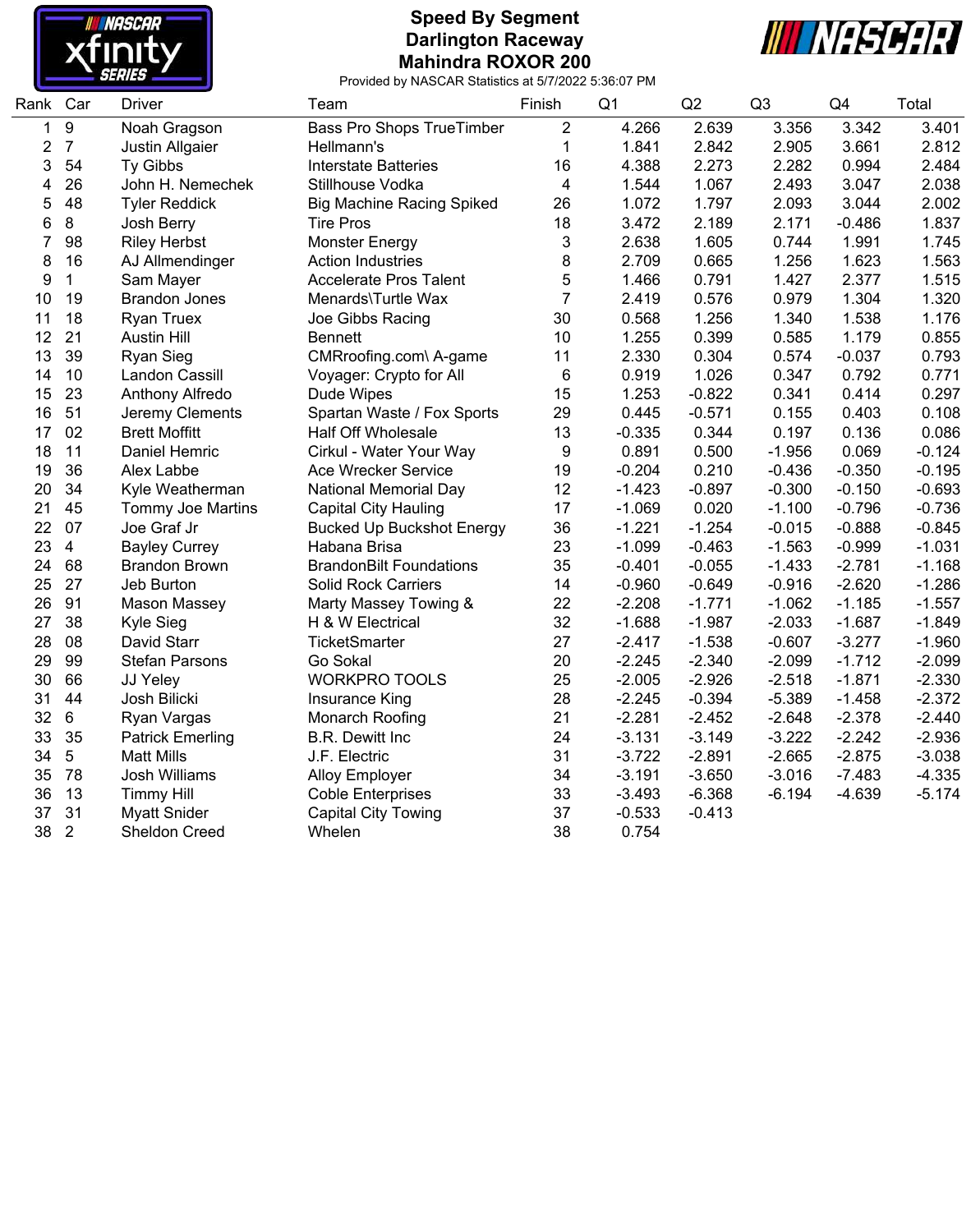# Speed By Segment
## Darlington Raceway
## Mahindra ROXOR 200

Provided by NASCAR Statistics at 5/7/2022 5:36:07 PM

| Rank | Car | Driver | Team | Finish | Q1 | Q2 | Q3 | Q4 | Total |
|---|---|---|---|---|---|---|---|---|---|
| 1 | 9 | Noah Gragson | Bass Pro Shops TrueTimber | 2 | 4.266 | 2.639 | 3.356 | 3.342 | 3.401 |
| 2 | 7 | Justin Allgaier | Hellmann's | 1 | 1.841 | 2.842 | 2.905 | 3.661 | 2.812 |
| 3 | 54 | Ty Gibbs | Interstate Batteries | 16 | 4.388 | 2.273 | 2.282 | 0.994 | 2.484 |
| 4 | 26 | John H. Nemechek | Stillhouse Vodka | 4 | 1.544 | 1.067 | 2.493 | 3.047 | 2.038 |
| 5 | 48 | Tyler Reddick | Big Machine Racing Spiked | 26 | 1.072 | 1.797 | 2.093 | 3.044 | 2.002 |
| 6 | 8 | Josh Berry | Tire Pros | 18 | 3.472 | 2.189 | 2.171 | -0.486 | 1.837 |
| 7 | 98 | Riley Herbst | Monster Energy | 3 | 2.638 | 1.605 | 0.744 | 1.991 | 1.745 |
| 8 | 16 | AJ Allmendinger | Action Industries | 8 | 2.709 | 0.665 | 1.256 | 1.623 | 1.563 |
| 9 | 1 | Sam Mayer | Accelerate Pros Talent | 5 | 1.466 | 0.791 | 1.427 | 2.377 | 1.515 |
| 10 | 19 | Brandon Jones | Menards\Turtle Wax | 7 | 2.419 | 0.576 | 0.979 | 1.304 | 1.320 |
| 11 | 18 | Ryan Truex | Joe Gibbs Racing | 30 | 0.568 | 1.256 | 1.340 | 1.538 | 1.176 |
| 12 | 21 | Austin Hill | Bennett | 10 | 1.255 | 0.399 | 0.585 | 1.179 | 0.855 |
| 13 | 39 | Ryan Sieg | CMRroofing.com\ A-game | 11 | 2.330 | 0.304 | 0.574 | -0.037 | 0.793 |
| 14 | 10 | Landon Cassill | Voyager: Crypto for All | 6 | 0.919 | 1.026 | 0.347 | 0.792 | 0.771 |
| 15 | 23 | Anthony Alfredo | Dude Wipes | 15 | 1.253 | -0.822 | 0.341 | 0.414 | 0.297 |
| 16 | 51 | Jeremy Clements | Spartan Waste / Fox Sports | 29 | 0.445 | -0.571 | 0.155 | 0.403 | 0.108 |
| 17 | 02 | Brett Moffitt | Half Off Wholesale | 13 | -0.335 | 0.344 | 0.197 | 0.136 | 0.086 |
| 18 | 11 | Daniel Hemric | Cirkul - Water Your Way | 9 | 0.891 | 0.500 | -1.956 | 0.069 | -0.124 |
| 19 | 36 | Alex Labbe | Ace Wrecker Service | 19 | -0.204 | 0.210 | -0.436 | -0.350 | -0.195 |
| 20 | 34 | Kyle Weatherman | National Memorial Day | 12 | -1.423 | -0.897 | -0.300 | -0.150 | -0.693 |
| 21 | 45 | Tommy Joe Martins | Capital City Hauling | 17 | -1.069 | 0.020 | -1.100 | -0.796 | -0.736 |
| 22 | 07 | Joe Graf Jr | Bucked Up Buckshot Energy | 36 | -1.221 | -1.254 | -0.015 | -0.888 | -0.845 |
| 23 | 4 | Bayley Currey | Habana Brisa | 23 | -1.099 | -0.463 | -1.563 | -0.999 | -1.031 |
| 24 | 68 | Brandon Brown | BrandonBilt Foundations | 35 | -0.401 | -0.055 | -1.433 | -2.781 | -1.168 |
| 25 | 27 | Jeb Burton | Solid Rock Carriers | 14 | -0.960 | -0.649 | -0.916 | -2.620 | -1.286 |
| 26 | 91 | Mason Massey | Marty Massey Towing & | 22 | -2.208 | -1.771 | -1.062 | -1.185 | -1.557 |
| 27 | 38 | Kyle Sieg | H & W Electrical | 32 | -1.688 | -1.987 | -2.033 | -1.687 | -1.849 |
| 28 | 08 | David Starr | TicketSmarter | 27 | -2.417 | -1.538 | -0.607 | -3.277 | -1.960 |
| 29 | 99 | Stefan Parsons | Go Sokal | 20 | -2.245 | -2.340 | -2.099 | -1.712 | -2.099 |
| 30 | 66 | JJ Yeley | WORKPRO TOOLS | 25 | -2.005 | -2.926 | -2.518 | -1.871 | -2.330 |
| 31 | 44 | Josh Bilicki | Insurance King | 28 | -2.245 | -0.394 | -5.389 | -1.458 | -2.372 |
| 32 | 6 | Ryan Vargas | Monarch Roofing | 21 | -2.281 | -2.452 | -2.648 | -2.378 | -2.440 |
| 33 | 35 | Patrick Emerling | B.R. Dewitt Inc | 24 | -3.131 | -3.149 | -3.222 | -2.242 | -2.936 |
| 34 | 5 | Matt Mills | J.F. Electric | 31 | -3.722 | -2.891 | -2.665 | -2.875 | -3.038 |
| 35 | 78 | Josh Williams | Alloy Employer | 34 | -3.191 | -3.650 | -3.016 | -7.483 | -4.335 |
| 36 | 13 | Timmy Hill | Coble Enterprises | 33 | -3.493 | -6.368 | -6.194 | -4.639 | -5.174 |
| 37 | 31 | Myatt Snider | Capital City Towing | 37 | -0.533 | -0.413 | | | |
| 38 | 2 | Sheldon Creed | Whelen | 38 | 0.754 | | | | |